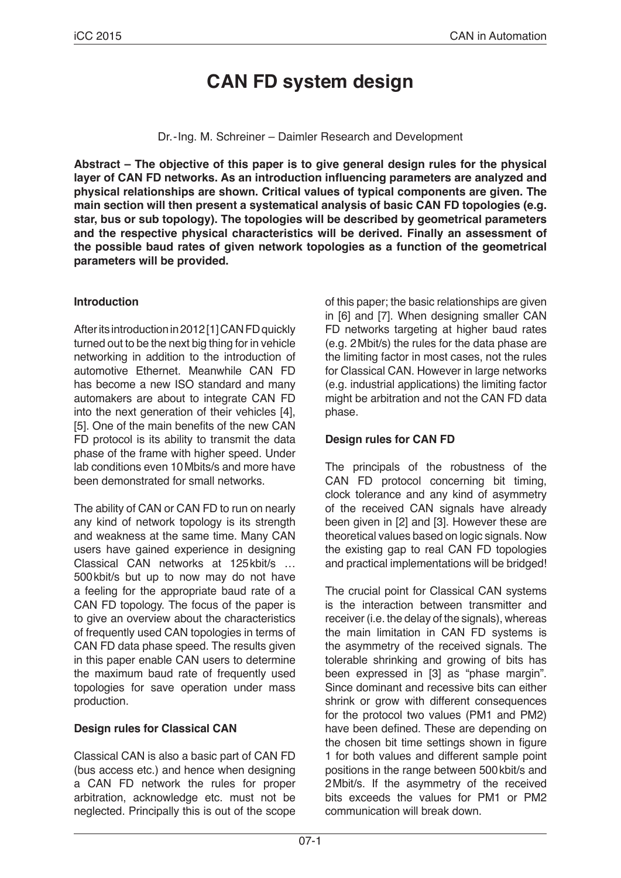# CAN FD system design

Dr.-Ing. M. Schreiner – Daimler Research and Development

**Abstract – The objective of this paper is to give general design rules for the physical layer of CAN FD networks. As an introduction influencing parameters are analyzed and physical relationships are shown. Critical values of typical components are given. The main section will then present a systematical analysis of basic CAN FD topologies (e.g. star, bus or sub topology). The topologies will be described by geometrical parameters and the respective physical characteristics will be derived. Finally an assessment of the possible baud rates of given network topologies as a function of the geometrical parameters will be provided.**

### Introduction

After its introduction in 2012 [1] CAN FD quickly turned out to be the next big thing for in vehicle networking in addition to the introduction of automotive Ethernet. Meanwhile CAN FD has become a new ISO standard and many automakers are about to integrate CAN FD into the next generation of their vehicles [4], [5]. One of the main benefits of the new CAN FD protocol is its ability to transmit the data phase of the frame with higher speed. Under lab conditions even 10 Mbits/s and more have been demonstrated for small networks.

The ability of CAN or CAN FD to run on nearly any kind of network topology is its strength and weakness at the same time. Many CAN users have gained experience in designing Classical CAN networks at 125 kbit/s … 500 kbit/s but up to now may do not have a feeling for the appropriate baud rate of a CAN FD topology. The focus of the paper is to give an overview about the characteristics of frequently used CAN topologies in terms of CAN FD data phase speed. The results given in this paper enable CAN users to determine the maximum baud rate of frequently used topologies for save operation under mass production.

### Design rules for Classical CAN

Classical CAN is also a basic part of CAN FD (bus access etc.) and hence when designing a CAN FD network the rules for proper arbitration, acknowledge etc. must not be neglected. Principally this is out of the scope of this paper; the basic relationships are given in [6] and [7]. When designing smaller CAN FD networks targeting at higher baud rates (e.g. 2 Mbit/s) the rules for the data phase are the limiting factor in most cases, not the rules for Classical CAN. However in large networks (e.g. industrial applications) the limiting factor might be arbitration and not the CAN FD data phase.

### Design rules for CAN FD

The principals of the robustness of the CAN FD protocol concerning bit timing, clock tolerance and any kind of asymmetry of the received CAN signals have already been given in [2] and [3]. However these are theoretical values based on logic signals. Now the existing gap to real CAN FD topologies and practical implementations will be bridged!

The crucial point for Classical CAN systems is the interaction between transmitter and receiver (i.e. the delay of the signals), whereas the main limitation in CAN FD systems is the asymmetry of the received signals. The tolerable shrinking and growing of bits has been expressed in [3] as "phase margin". Since dominant and recessive bits can either shrink or grow with different consequences for the protocol two values (PM1 and PM2) have been defined. These are depending on the chosen bit time settings shown in figure 1 for both values and different sample point positions in the range between 500 kbit/s and 2 Mbit/s. If the asymmetry of the received bits exceeds the values for PM1 or PM2 communication will break down.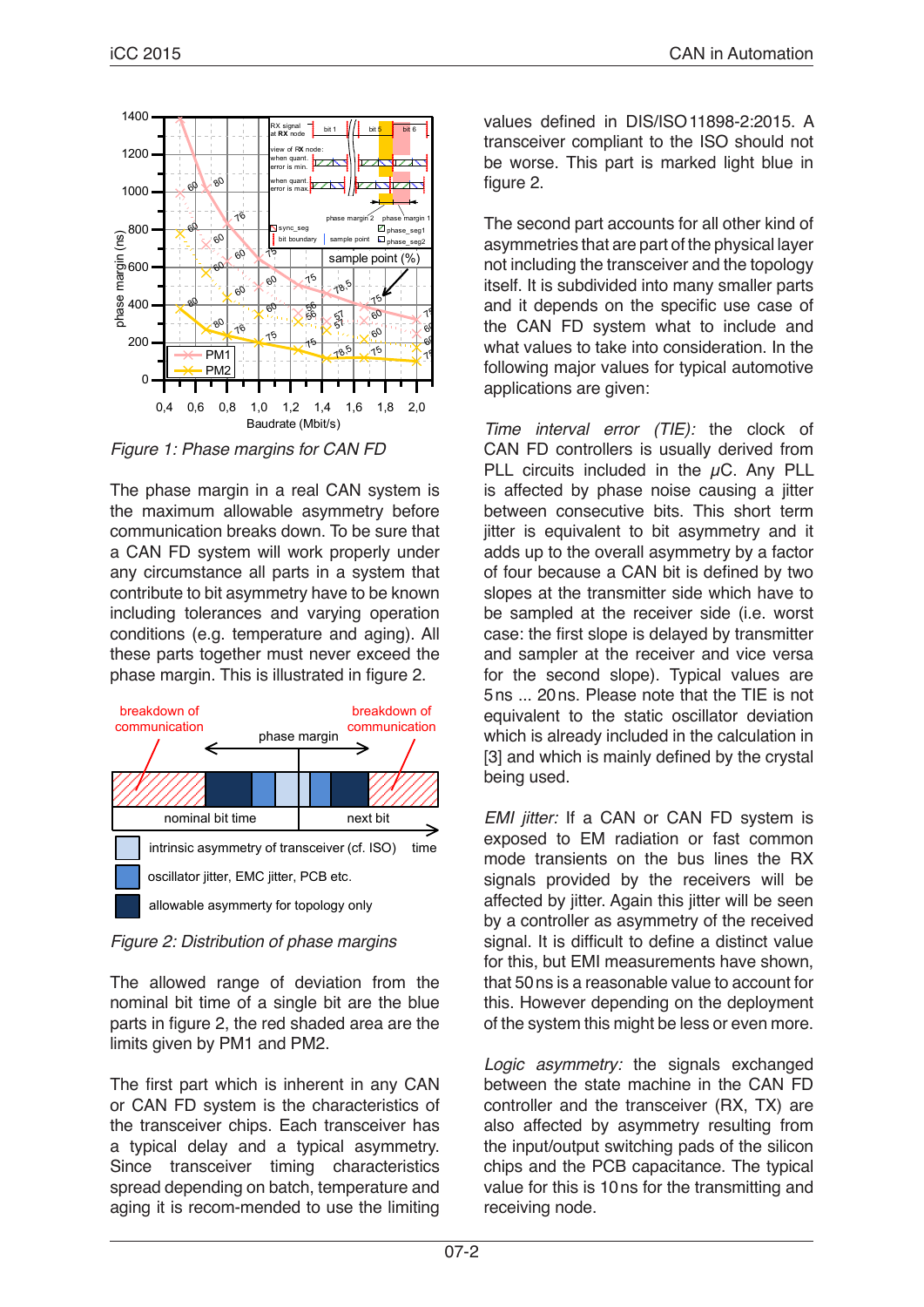1400
1200
1000
800
600
400
200
0
phase margin (ns)
0,4 0,6 0,8 1,0 1,2 1,4 1,6 1,8 2,0
Baudrate (Mbit/s)
PM1
PM2
sample point (%)
RX signal at RX node
bit 1
bit 5
bit 6
view of RX node: when quant error is min.
when quant error is max.
phase margin 2
phase margin 1
sync_seg
phase_seg1
bit boundary
sample point
phase_seg2

*Figure 1: Phase margins for CAN FD*

The phase margin in a real CAN system is the maximum allowable asymmetry before communication breaks down. To be sure that a CAN FD system will work properly under any circumstance all parts in a system that contribute to bit asymmetry have to be known including tolerances and varying operation conditions (e.g. temperature and aging). All these parts together must never exceed the phase margin. This is illustrated in figure 2.

breakdown of communication
breakdown of communication
phase margin
nominal bit time
next bit
time
intrinsic asymmetry of transceiver (cf. ISO)
oscillator jitter, EMC jitter, PCB etc.
allowable asymmetry for topology only

*Figure 2: Distribution of phase margins*

The allowed range of deviation from the nominal bit time of a single bit are the blue parts in figure 2, the red shaded area are the limits given by PM1 and PM2.

The first part which is inherent in any CAN or CAN FD system is the characteristics of the transceiver chips. Each transceiver has a typical delay and a typical asymmetry. Since transceiver timing characteristics spread depending on batch, temperature and aging it is recom-mended to use the limiting values defined in DIS/ISO 11898-2:2015. A transceiver compliant to the ISO should not be worse. This part is marked light blue in figure 2.

The second part accounts for all other kind of asymmetries that are part of the physical layer not including the transceiver and the topology itself. It is subdivided into many smaller parts and it depends on the specific use case of the CAN FD system what to include and what values to take into consideration. In the following major values for typical automotive applications are given:

*Time interval error (TIE):* the clock of CAN FD controllers is usually derived from PLL circuits included in the $\mu$C. Any PLL is affected by phase noise causing a jitter between consecutive bits. This short term jitter is equivalent to bit asymmetry and it adds up to the overall asymmetry by a factor of four because a CAN bit is defined by two slopes at the transmitter side which have to be sampled at the receiver side (i.e. worst case: the first slope is delayed by transmitter and sampler at the receiver and vice versa for the second slope). Typical values are 5 ns ... 20 ns. Please note that the TIE is not equivalent to the static oscillator deviation which is already included in the calculation in [3] and which is mainly defined by the crystal being used.

*EMI jitter:* If a CAN or CAN FD system is exposed to EM radiation or fast common mode transients on the bus lines the RX signals provided by the receivers will be affected by jitter. Again this jitter will be seen by a controller as asymmetry of the received signal. It is difficult to define a distinct value for this, but EMI measurements have shown, that 50 ns is a reasonable value to account for this. However depending on the deployment of the system this might be less or even more.

*Logic asymmetry:* the signals exchanged between the state machine in the CAN FD controller and the transceiver (RX, TX) are also affected by asymmetry resulting from the input/output switching pads of the silicon chips and the PCB capacitance. The typical value for this is 10 ns for the transmitting and receiving node.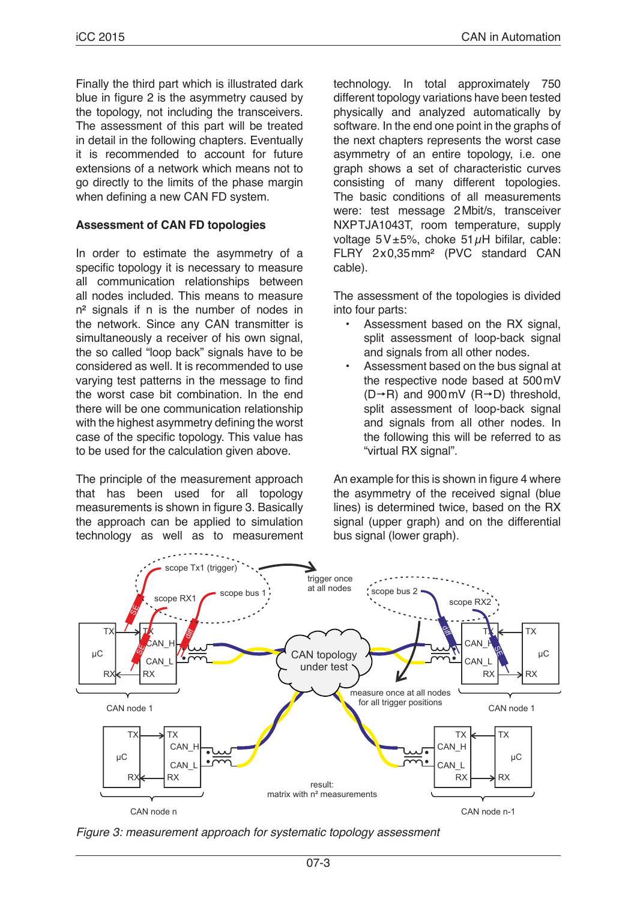Finally the third part which is illustrated dark blue in figure 2 is the asymmetry caused by the topology, not including the transceivers. The assessment of this part will be treated in detail in the following chapters. Eventually it is recommended to account for future extensions of a network which means not to go directly to the limits of the phase margin when defining a new CAN FD system.

## Assessment of CAN FD topologies

In order to estimate the asymmetry of a specific topology it is necessary to measure all communication relationships between all nodes included. This means to measure n² signals if n is the number of nodes in the network. Since any CAN transmitter is simultaneously a receiver of his own signal, the so called "loop back" signals have to be considered as well. It is recommended to use varying test patterns in the message to find the worst case bit combination. In the end there will be one communication relationship with the highest asymmetry defining the worst case of the specific topology. This value has to be used for the calculation given above.

The principle of the measurement approach that has been used for all topology measurements is shown in figure 3. Basically the approach can be applied to simulation technology as well as to measurement technology. In total approximately 750 different topology variations have been tested physically and analyzed automatically by software. In the end one point in the graphs of the next chapters represents the worst case asymmetry of an entire topology, i.e. one graph shows a set of characteristic curves consisting of many different topologies. The basic conditions of all measurements were: test message 2 Mbit/s, transceiver NXPTJA1043T, room temperature, supply voltage 5 V ±5%, choke 51 μH bifilar, cable: FLRY 2x0,35 mm² (PVC standard CAN cable).

The assessment of the topologies is divided into four parts:

- Assessment based on the RX signal, split assessment of loop-back signal and signals from all other nodes.
- Assessment based on the bus signal at the respective node based at 500 mV (D→R) and 900 mV (R→D) threshold, split assessment of loop-back signal and signals from all other nodes. In the following this will be referred to as "virtual RX signal".

An example for this is shown in figure 4 where the asymmetry of the received signal (blue lines) is determined twice, based on the RX signal (upper graph) and on the differential bus signal (lower graph).

scope Tx1 (trigger)
scope RX1
scope bus 1
trigger once at all nodes
scope bus 2
scope RX2
SE
SE
diff
diff
SE
TX
µC
RX
TX
CAN_H
CAN_L
RX
CAN topology under test
measure once at all nodes for all trigger positions
CAN node 1
CAN node 1
CAN node n
CAN node n-1
result: matrix with n² measurements

*Figure 3: measurement approach for systematic topology assessment*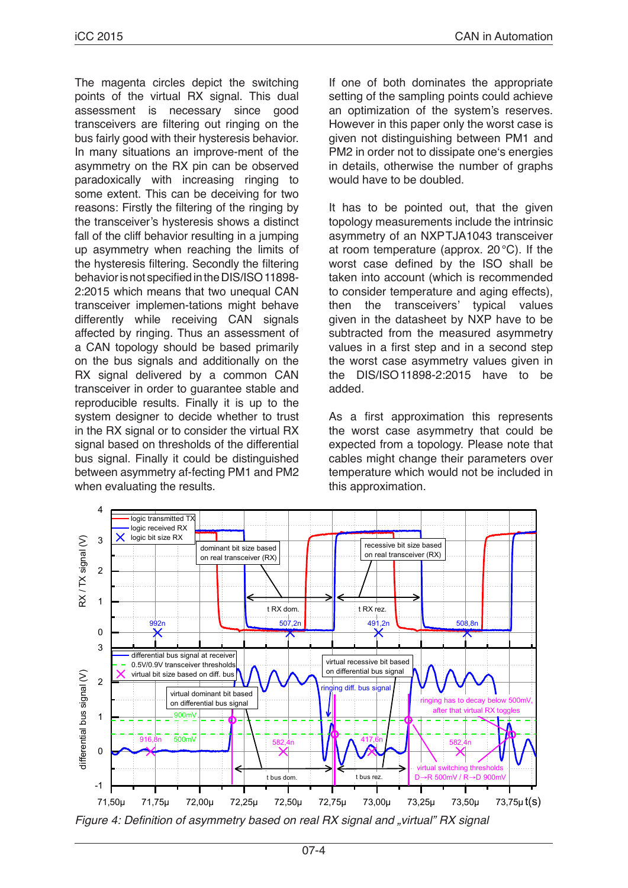The magenta circles depict the switching points of the virtual RX signal. This dual assessment is necessary since good transceivers are filtering out ringing on the bus fairly good with their hysteresis behavior. In many situations an improve-ment of the asymmetry on the RX pin can be observed paradoxically with increasing ringing to some extent. This can be deceiving for two reasons: Firstly the filtering of the ringing by the transceiver's hysteresis shows a distinct fall of the cliff behavior resulting in a jumping up asymmetry when reaching the limits of the hysteresis filtering. Secondly the filtering behavior is not specified in the DIS/ISO 11898-2:2015 which means that two unequal CAN transceiver implemen-tations might behave differently while receiving CAN signals affected by ringing. Thus an assessment of a CAN topology should be based primarily on the bus signals and additionally on the RX signal delivered by a common CAN transceiver in order to guarantee stable and reproducible results. Finally it is up to the system designer to decide whether to trust in the RX signal or to consider the virtual RX signal based on thresholds of the differential bus signal. Finally it could be distinguished between asymmetry af-fecting PM1 and PM2 when evaluating the results.

If one of both dominates the appropriate setting of the sampling points could achieve an optimization of the system's reserves. However in this paper only the worst case is given not distinguishing between PM1 and PM2 in order not to dissipate one's energies in details, otherwise the number of graphs would have to be doubled.

It has to be pointed out, that the given topology measurements include the intrinsic asymmetry of an NXP TJA1043 transceiver at room temperature (approx. 20 °C). If the worst case defined by the ISO shall be taken into account (which is recommended to consider temperature and aging effects), then the transceivers' typical values given in the datasheet by NXP have to be subtracted from the measured asymmetry values in a first step and in a second step the worst case asymmetry values given in the DIS/ISO 11898-2:2015 have to be added.

As a first approximation this represents the worst case asymmetry that could be expected from a topology. Please note that cables might change their parameters over temperature which would not be included in this approximation.

*Figure 4: Definition of asymmetry based on real RX signal and „virtual" RX signal*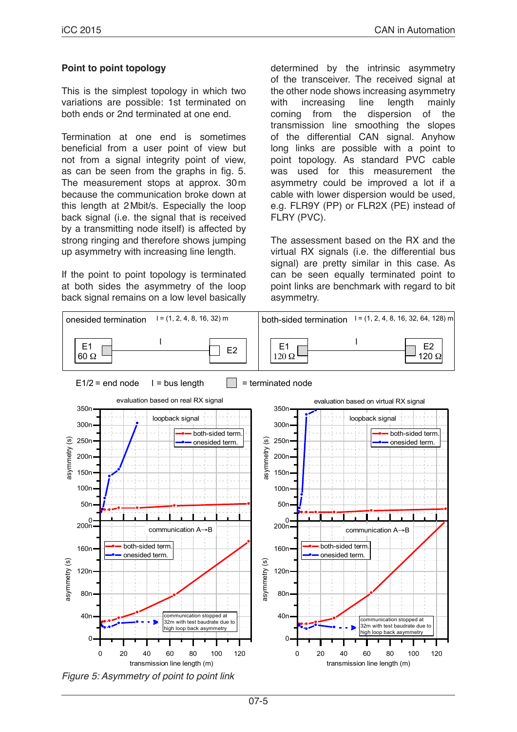## Point to point topology

This is the simplest topology in which two variations are possible: 1st terminated on both ends or 2nd terminated at one end.

Termination at one end is sometimes beneficial from a user point of view but not from a signal integrity point of view, as can be seen from the graphs in fig. 5. The measurement stops at approx. 30 m because the communication broke down at this length at 2 Mbit/s. Especially the loop back signal (i.e. the signal that is received by a transmitting node itself) is affected by strong ringing and therefore shows jumping up asymmetry with increasing line length.

If the point to point topology is terminated at both sides the asymmetry of the loop back signal remains on a low level basically determined by the intrinsic asymmetry of the transceiver. The received signal at the other node shows increasing asymmetry with increasing line length mainly coming from the dispersion of the transmission line smoothing the slopes of the differential CAN signal. Anyhow long links are possible with a point to point topology. As standard PVC cable was used for this measurement the asymmetry could be improved a lot if a cable with lower dispersion would be used, e.g. FLR9Y (PP) or FLR2X (PE) instead of FLRY (PVC).

The assessment based on the RX and the virtual RX signals (i.e. the differential bus signal) are pretty similar in this case. As can be seen equally terminated point to point links are benchmark with regard to bit asymmetry.

onesided termination l = (1, 2, 4, 8, 16, 32) m
E1 60 Ω l E2

both-sided termination l = (1, 2, 4, 8, 16, 32, 64, 128) m
E1 120 Ω l E2 120 Ω

E1/2 = end node l = bus length = terminated node

evaluation based on real RX signal
loopback signal
both-sided term.
onesided term.
communication A→B
communication stopped at 32m with test baudrate due to high loop back asymmetry
asymmetry (s)
transmission line length (m)

evaluation based on virtual RX signal
loopback signal
both-sided term.
onesided term.
communication A→B
communication stopped at 32m with test baudrate due to high loop back asymmetry
asymmetry (s)
transmission line length (m)

*Figure 5: Asymmetry of point to point link*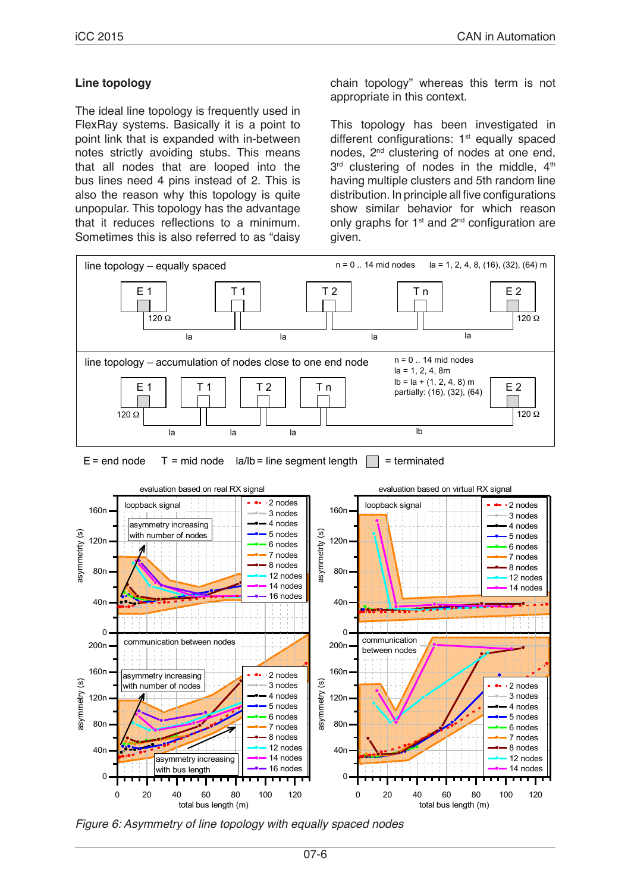## Line topology

The ideal line topology is frequently used in FlexRay systems. Basically it is a point to point link that is expanded with in-between notes strictly avoiding stubs. This means that all nodes that are looped into the bus lines need 4 pins instead of 2. This is also the reason why this topology is quite unpopular. This topology has the advantage that it reduces reflections to a minimum. Sometimes this is also referred to as "daisy chain topology" whereas this term is not appropriate in this context.

This topology has been investigated in different configurations: 1st equally spaced nodes, 2nd clustering of nodes at one end, 3rd clustering of nodes in the middle, 4th having multiple clusters and 5th random line distribution. In principle all five configurations show similar behavior for which reason only graphs for 1st and 2nd configuration are given.

line topology – equally spaced

n = 0 .. 14 mid nodes la = 1, 2, 4, 8, (16), (32), (64) m

E 1 T 1 T 2 T n E 2

120 Ω 120 Ω

la la la la

line topology – accumulation of nodes close to one end node

n = 0 .. 14 mid nodes
la = 1, 2, 4, 8m
lb = la + (1, 2, 4, 8) m
partially: (16), (32), (64)

E 1 T 1 T 2 T n E 2

120 Ω 120 Ω

la la la lb

E = end node T = mid node la/lb = line segment length = terminated

evaluation based on real RX signal

evaluation based on virtual RX signal

loopback signal

asymmetry increasing with number of nodes

communication between nodes

asymmetry increasing with number of nodes

asymmetry increasing with bus length

asymmetry (s)

160n 120n 80n 40n 0

200n 160n 120n 80n 40n 0

2 nodes 3 nodes 4 nodes 5 nodes 6 nodes 7 nodes 8 nodes 12 nodes 14 nodes 16 nodes

0 20 40 60 80 100 120

total bus length (m)

*Figure 6: Asymmetry of line topology with equally spaced nodes*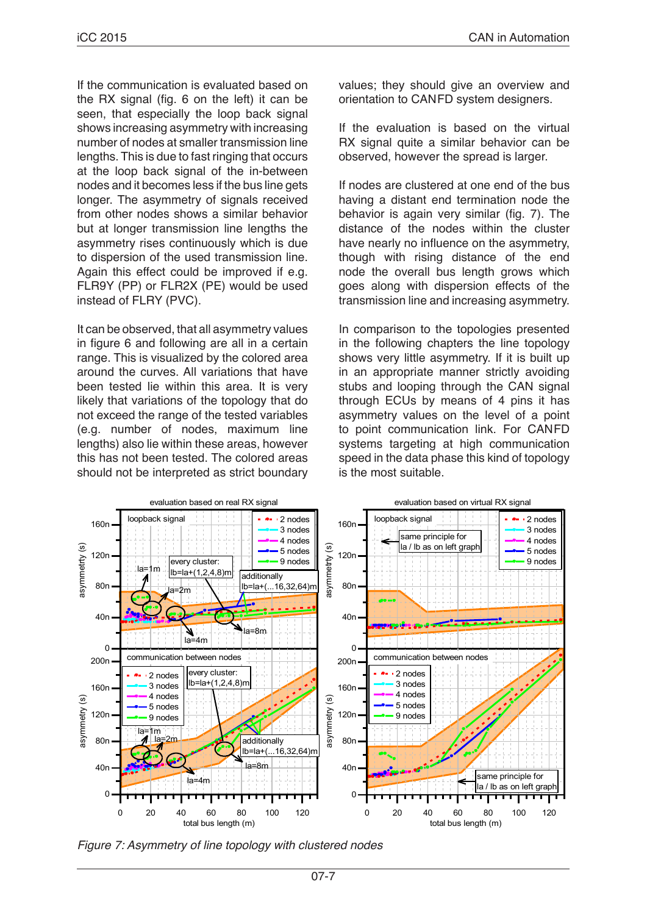If the communication is evaluated based on the RX signal (fig. 6 on the left) it can be seen, that especially the loop back signal shows increasing asymmetry with increasing number of nodes at smaller transmission line lengths. This is due to fast ringing that occurs at the loop back signal of the in-between nodes and it becomes less if the bus line gets longer. The asymmetry of signals received from other nodes shows a similar behavior but at longer transmission line lengths the asymmetry rises continuously which is due to dispersion of the used transmission line. Again this effect could be improved if e.g. FLR9Y (PP) or FLR2X (PE) would be used instead of FLRY (PVC).

It can be observed, that all asymmetry values in figure 6 and following are all in a certain range. This is visualized by the colored area around the curves. All variations that have been tested lie within this area. It is very likely that variations of the topology that do not exceed the range of the tested variables (e.g. number of nodes, maximum line lengths) also lie within these areas, however this has not been tested. The colored areas should not be interpreted as strict boundary values; they should give an overview and orientation to CANFD system designers.

If the evaluation is based on the virtual RX signal quite a similar behavior can be observed, however the spread is larger.

If nodes are clustered at one end of the bus having a distant end termination node the behavior is again very similar (fig. 7). The distance of the nodes within the cluster have nearly no influence on the asymmetry, though with rising distance of the end node the overall bus length grows which goes along with dispersion effects of the transmission line and increasing asymmetry.

In comparison to the topologies presented in the following chapters the line topology shows very little asymmetry. If it is built up in an appropriate manner strictly avoiding stubs and looping through the CAN signal through ECUs by means of 4 pins it has asymmetry values on the level of a point to point communication link. For CANFD systems targeting at high communication speed in the data phase this kind of topology is the most suitable.

evaluation based on real RX signal

loopback signal

asymmetry (s)

160n
120n
80n
40n
0

2 nodes
3 nodes
4 nodes
5 nodes
9 nodes

every cluster: lb=la+(1,2,4,8)m

additionally lb=la+(...16,32,64)m

la=1m
la=2m
la=4m
la=8m

communication between nodes

200n
160n
120n
80n
40n
0

0 20 40 60 80 100 120

total bus length (m)

evaluation based on virtual RX signal

same principle for la / lb as on left graph

Figure 7: Asymmetry of line topology with clustered nodes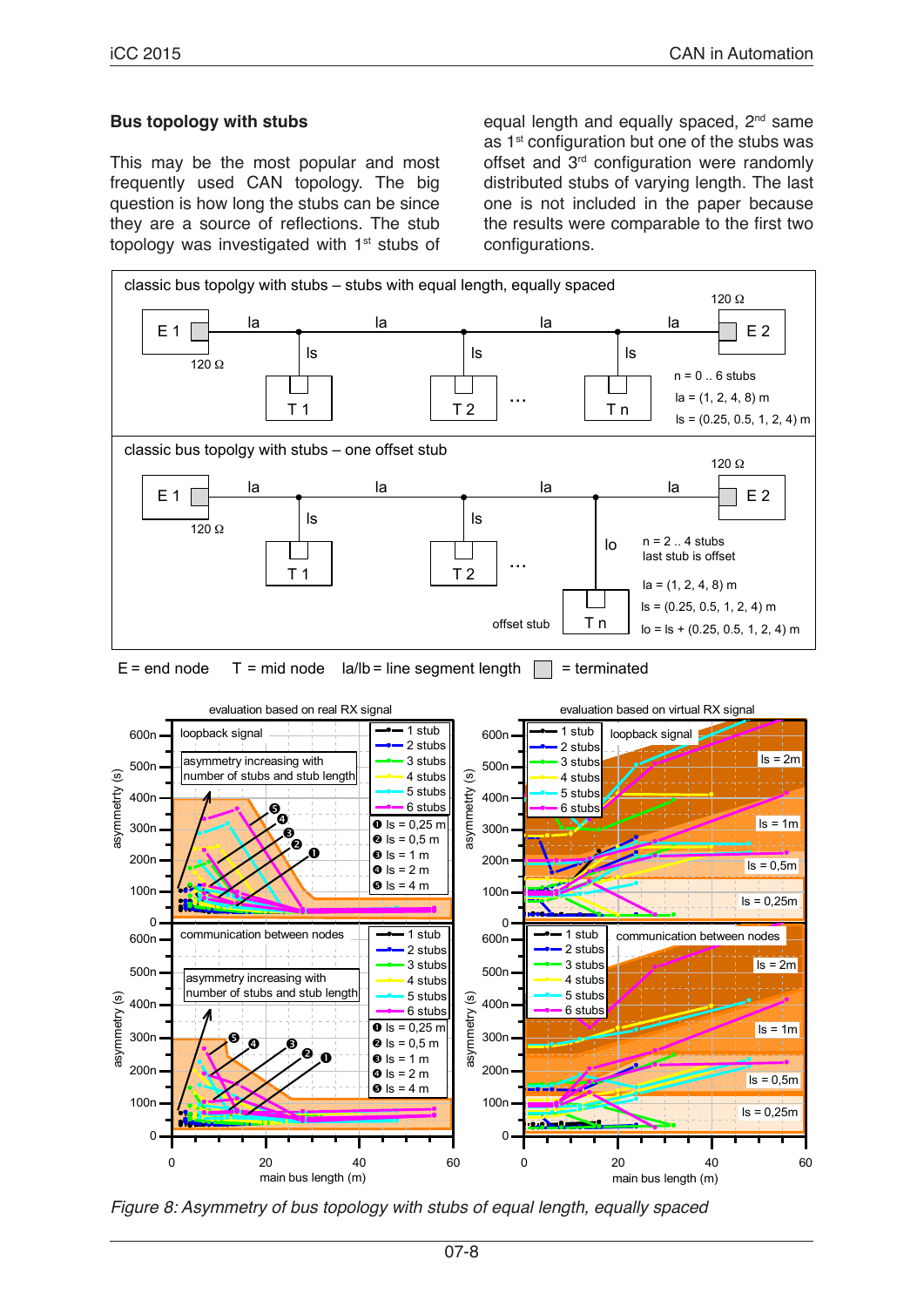### Bus topology with stubs

This may be the most popular and most frequently used CAN topology. The big question is how long the stubs can be since they are a source of reflections. The stub topology was investigated with 1st stubs of equal length and equally spaced, 2nd same as 1st configuration but one of the stubs was offset and 3rd configuration were randomly distributed stubs of varying length. The last one is not included in the paper because the results were comparable to the first two configurations.

classic bus topolgy with stubs – stubs with equal length, equally spaced

E 1, E 2, T 1, T 2, T n, la, ls, 120 Ω

n = 0 .. 6 stubs
la = (1, 2, 4, 8) m
ls = (0.25, 0.5, 1, 2, 4) m

classic bus topolgy with stubs – one offset stub

E 1, E 2, T 1, T 2, T n, la, ls, lo, offset stub, 120 Ω

n = 2 .. 4 stubs
last stub is offset
la = (1, 2, 4, 8) m
ls = (0.25, 0.5, 1, 2, 4) m
lo = ls + (0.25, 0.5, 1, 2, 4) m

E = end node T = mid node la/lb = line segment length = terminated

evaluation based on real RX signal

loopback signal
asymmetry increasing with number of stubs and stub length
communication between nodes
asymmetry (s)
main bus length (m)
1 stub, 2 stubs, 3 stubs, 4 stubs, 5 stubs, 6 stubs
❶ ls = 0,25 m
❷ ls = 0,5 m
❸ ls = 1 m
❹ ls = 2 m
❺ ls = 4 m

evaluation based on virtual RX signal

loopback signal
communication between nodes
asymmetry (s)
main bus length (m)
1 stub, 2 stubs, 3 stubs, 4 stubs, 5 stubs, 6 stubs
ls = 2m
ls = 1m
ls = 0,5m
ls = 0,25m

*Figure 8: Asymmetry of bus topology with stubs of equal length, equally spaced*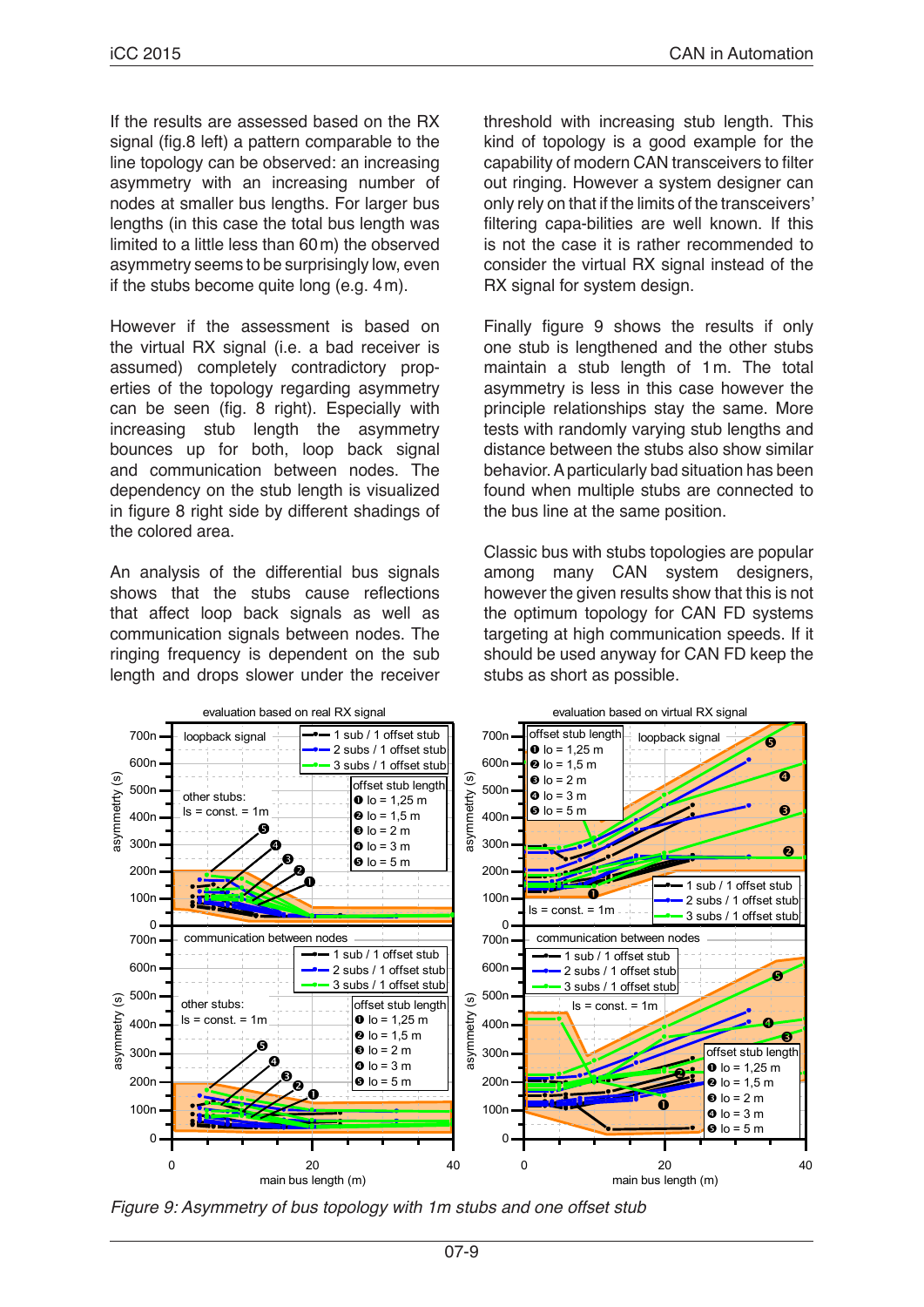If the results are assessed based on the RX signal (fig.8 left) a pattern comparable to the line topology can be observed: an increasing asymmetry with an increasing number of nodes at smaller bus lengths. For larger bus lengths (in this case the total bus length was limited to a little less than 60 m) the observed asymmetry seems to be surprisingly low, even if the stubs become quite long (e.g. 4 m).

However if the assessment is based on the virtual RX signal (i.e. a bad receiver is assumed) completely contradictory properties of the topology regarding asymmetry can be seen (fig. 8 right). Especially with increasing stub length the asymmetry bounces up for both, loop back signal and communication between nodes. The dependency on the stub length is visualized in figure 8 right side by different shadings of the colored area.

An analysis of the differential bus signals shows that the stubs cause reflections that affect loop back signals as well as communication signals between nodes. The ringing frequency is dependent on the sub length and drops slower under the receiver threshold with increasing stub length. This kind of topology is a good example for the capability of modern CAN transceivers to filter out ringing. However a system designer can only rely on that if the limits of the transceivers' filtering capa-bilities are well known. If this is not the case it is rather recommended to consider the virtual RX signal instead of the RX signal for system design.

Finally figure 9 shows the results if only one stub is lengthened and the other stubs maintain a stub length of 1 m. The total asymmetry is less in this case however the principle relationships stay the same. More tests with randomly varying stub lengths and distance between the stubs also show similar behavior. A particularly bad situation has been found when multiple stubs are connected to the bus line at the same position.

Classic bus with stubs topologies are popular among many CAN system designers, however the given results show that this is not the optimum topology for CAN FD systems targeting at high communication speeds. If it should be used anyway for CAN FD keep the stubs as short as possible.

evaluation based on real RX signal

loopback signal
1 sub / 1 offset stub
2 subs / 1 offset stub
3 subs / 1 offset stub
other stubs:
ls = const. = 1m
offset stub length
❶ lo = 1,25 m
❷ lo = 1,5 m
❸ lo = 2 m
❹ lo = 3 m
❺ lo = 5 m

communication between nodes
1 sub / 1 offset stub
2 subs / 1 offset stub
3 subs / 1 offset stub
other stubs:
ls = const. = 1m
offset stub length
❶ lo = 1,25 m
❷ lo = 1,5 m
❸ lo = 2 m
❹ lo = 3 m
❺ lo = 5 m

evaluation based on virtual RX signal

offset stub length
❶ lo = 1,25 m
❷ lo = 1,5 m
❸ lo = 2 m
❹ lo = 3 m
❺ lo = 5 m
loopback signal
ls = const. = 1m
1 sub / 1 offset stub
2 subs / 1 offset stub
3 subs / 1 offset stub

communication between nodes
1 sub / 1 offset stub
2 subs / 1 offset stub
3 subs / 1 offset stub
ls = const. = 1m
offset stub length
❶ lo = 1,25 m
❷ lo = 1,5 m
❸ lo = 2 m
❹ lo = 3 m
❺ lo = 5 m

asymmetry (s)
0, 100n, 200n, 300n, 400n, 500n, 600n, 700n
main bus length (m)
0, 20, 40

*Figure 9: Asymmetry of bus topology with 1m stubs and one offset stub*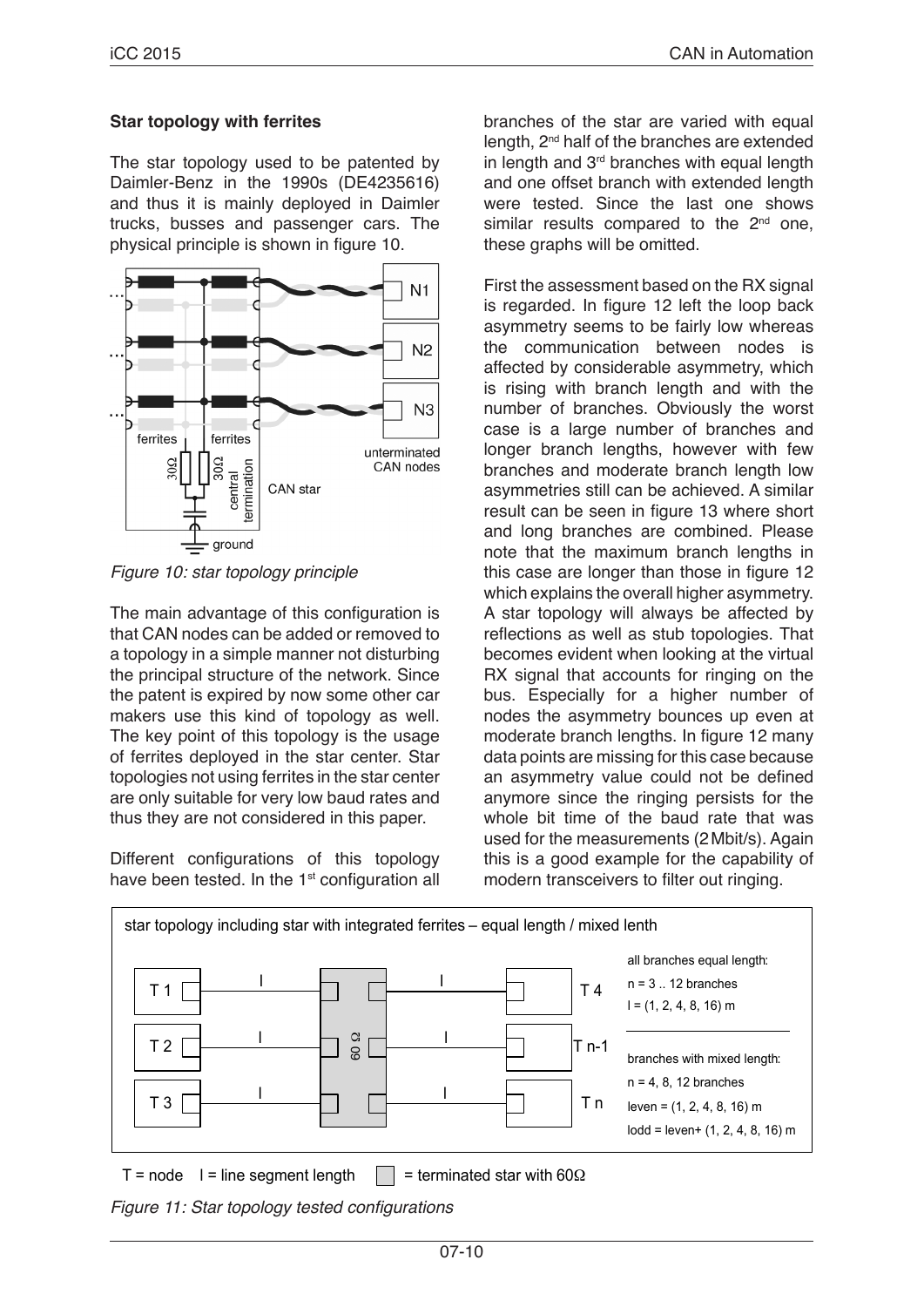### Star topology with ferrites

The star topology used to be patented by Daimler-Benz in the 1990s (DE4235616) and thus it is mainly deployed in Daimler trucks, busses and passenger cars. The physical principle is shown in figure 10.

N1
N2
N3
ferrites
ferrites
30Ω
30Ω
central termination
CAN star
unterminated CAN nodes
ground

*Figure 10: star topology principle*

The main advantage of this configuration is that CAN nodes can be added or removed to a topology in a simple manner not disturbing the principal structure of the network. Since the patent is expired by now some other car makers use this kind of topology as well. The key point of this topology is the usage of ferrites deployed in the star center. Star topologies not using ferrites in the star center are only suitable for very low baud rates and thus they are not considered in this paper.

Different configurations of this topology have been tested. In the 1st configuration all branches of the star are varied with equal length, 2nd half of the branches are extended in length and 3rd branches with equal length and one offset branch with extended length were tested. Since the last one shows similar results compared to the 2nd one, these graphs will be omitted.

First the assessment based on the RX signal is regarded. In figure 12 left the loop back asymmetry seems to be fairly low whereas the communication between nodes is affected by considerable asymmetry, which is rising with branch length and with the number of branches. Obviously the worst case is a large number of branches and longer branch lengths, however with few branches and moderate branch length low asymmetries still can be achieved. A similar result can be seen in figure 13 where short and long branches are combined. Please note that the maximum branch lengths in this case are longer than those in figure 12 which explains the overall higher asymmetry. A star topology will always be affected by reflections as well as stub topologies. That becomes evident when looking at the virtual RX signal that accounts for ringing on the bus. Especially for a higher number of nodes the asymmetry bounces up even at moderate branch lengths. In figure 12 many data points are missing for this case because an asymmetry value could not be defined anymore since the ringing persists for the whole bit time of the baud rate that was used for the measurements (2 Mbit/s). Again this is a good example for the capability of modern transceivers to filter out ringing.

star topology including star with integrated ferrites – equal length / mixed lenth

T 1
T 2
T 3
T 4
T n-1
T n
l
60 Ω

all branches equal length:
n = 3 .. 12 branches
l = (1, 2, 4, 8, 16) m

branches with mixed length:
n = 4, 8, 12 branches
leven = (1, 2, 4, 8, 16) m
lodd = leven+ (1, 2, 4, 8, 16) m

T = node l = line segment length = terminated star with 60Ω

*Figure 11: Star topology tested configurations*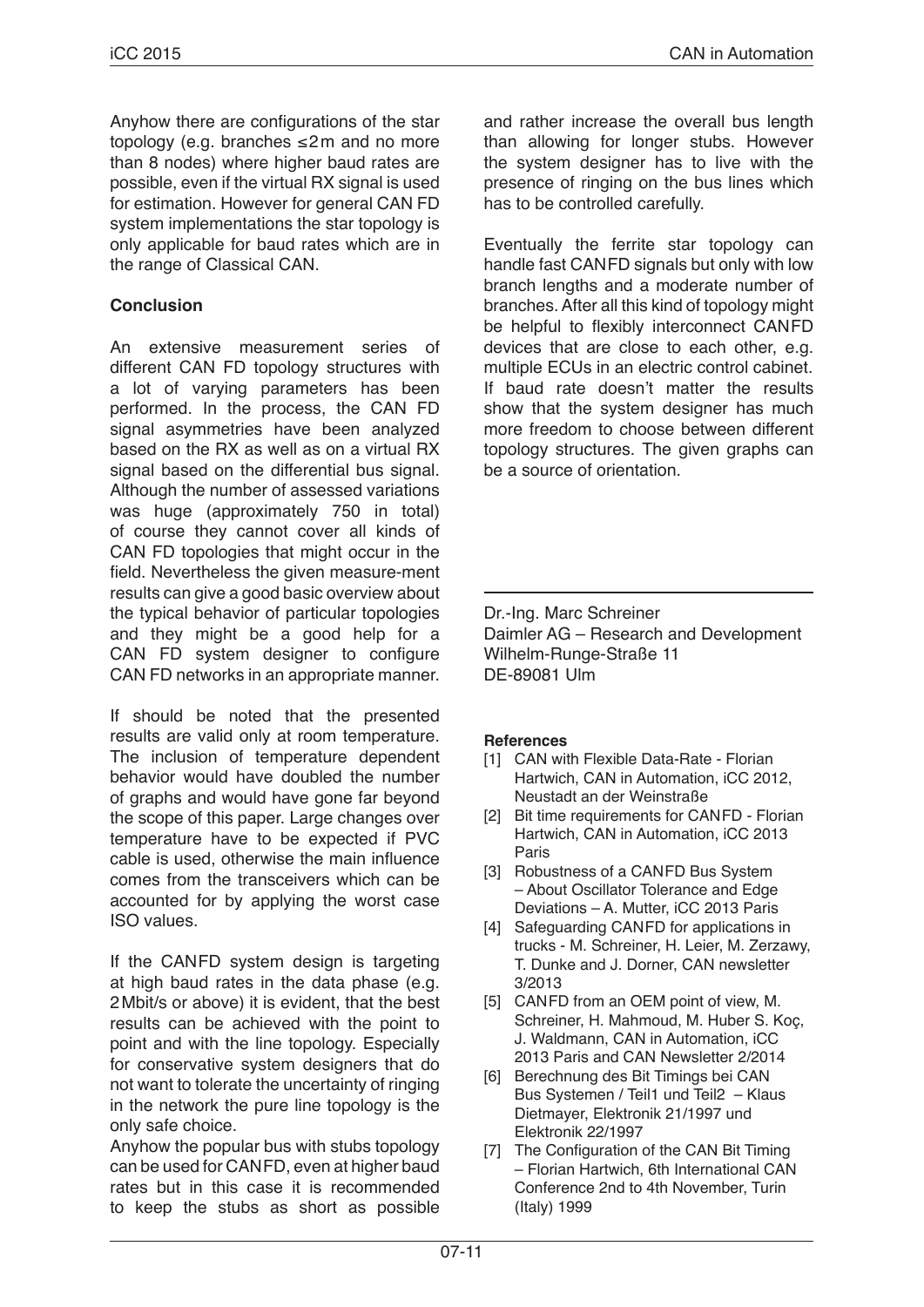Anyhow there are configurations of the star topology (e.g. branches ≤2 m and no more than 8 nodes) where higher baud rates are possible, even if the virtual RX signal is used for estimation. However for general CAN FD system implementations the star topology is only applicable for baud rates which are in the range of Classical CAN.

## Conclusion

An extensive measurement series of different CAN FD topology structures with a lot of varying parameters has been performed. In the process, the CAN FD signal asymmetries have been analyzed based on the RX as well as on a virtual RX signal based on the differential bus signal. Although the number of assessed variations was huge (approximately 750 in total) of course they cannot cover all kinds of CAN FD topologies that might occur in the field. Nevertheless the given measure-ment results can give a good basic overview about the typical behavior of particular topologies and they might be a good help for a CAN FD system designer to configure CAN FD networks in an appropriate manner.

If should be noted that the presented results are valid only at room temperature. The inclusion of temperature dependent behavior would have doubled the number of graphs and would have gone far beyond the scope of this paper. Large changes over temperature have to be expected if PVC cable is used, otherwise the main influence comes from the transceivers which can be accounted for by applying the worst case ISO values.

If the CANFD system design is targeting at high baud rates in the data phase (e.g. 2 Mbit/s or above) it is evident, that the best results can be achieved with the point to point and with the line topology. Especially for conservative system designers that do not want to tolerate the uncertainty of ringing in the network the pure line topology is the only safe choice.
Anyhow the popular bus with stubs topology can be used for CANFD, even at higher baud rates but in this case it is recommended to keep the stubs as short as possible and rather increase the overall bus length than allowing for longer stubs. However the system designer has to live with the presence of ringing on the bus lines which has to be controlled carefully.

Eventually the ferrite star topology can handle fast CANFD signals but only with low branch lengths and a moderate number of branches. After all this kind of topology might be helpful to flexibly interconnect CANFD devices that are close to each other, e.g. multiple ECUs in an electric control cabinet. If baud rate doesn't matter the results show that the system designer has much more freedom to choose between different topology structures. The given graphs can be a source of orientation.

---

Dr.-Ing. Marc Schreiner
Daimler AG – Research and Development
Wilhelm-Runge-Straße 11
DE-89081 Ulm

**References**

[1] CAN with Flexible Data-Rate - Florian Hartwich, CAN in Automation, iCC 2012, Neustadt an der Weinstraße
[2] Bit time requirements for CANFD - Florian Hartwich, CAN in Automation, iCC 2013 Paris
[3] Robustness of a CANFD Bus System – About Oscillator Tolerance and Edge Deviations – A. Mutter, iCC 2013 Paris
[4] Safeguarding CANFD for applications in trucks - M. Schreiner, H. Leier, M. Zerzawy, T. Dunke and J. Dorner, CAN newsletter 3/2013
[5] CANFD from an OEM point of view, M. Schreiner, H. Mahmoud, M. Huber S. Koç, J. Waldmann, CAN in Automation, iCC 2013 Paris and CAN Newsletter 2/2014
[6] Berechnung des Bit Timings bei CAN Bus Systemen / Teil1 und Teil2 – Klaus Dietmayer, Elektronik 21/1997 und Elektronik 22/1997
[7] The Configuration of the CAN Bit Timing – Florian Hartwich, 6th International CAN Conference 2nd to 4th November, Turin (Italy) 1999